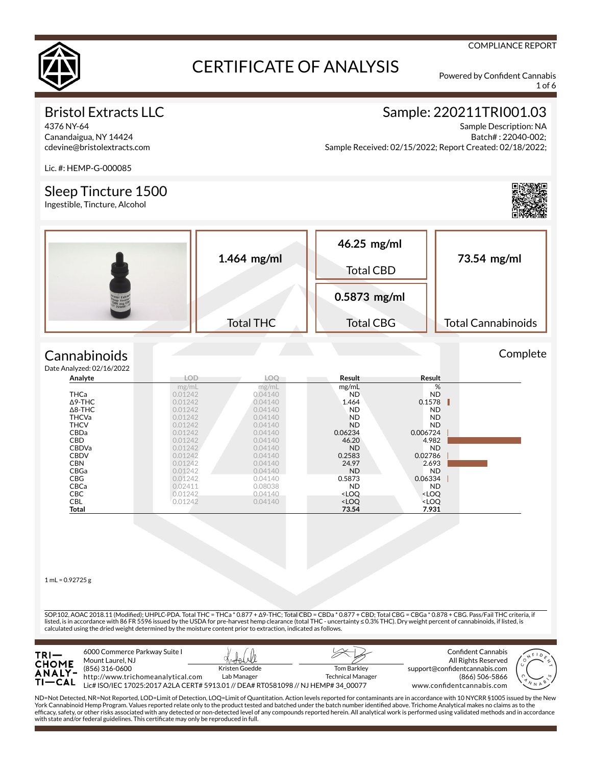COMPLIANCE REPORT

# CERTIFICATE OF ANALYSIS

Powered by Confident Cannabis

## Bristol Extracts LLC

4376 NY-64
Canandaigua, NY 14424
cdevine@bristolextracts.com

Lic. #: HEMP-G-000085

## Sample: 220211TRI001.03

Sample Description: NA
Batch# : 22040-002;
Sample Received: 02/15/2022; Report Created: 02/18/2022;

## Sleep Tincture 1500

Ingestible, Tincture, Alcohol

| Total THC | Total CBD | Total CBG | Total Cannabinoids |
|---|---|---|---|
| **1.464 mg/ml** | **46.25 mg/ml** | **0.5873 mg/ml** | **73.54 mg/ml** |

## Cannabinoids

Complete

Date Analyzed: 02/16/2022

| Analyte | LOD | LOQ | Result | Result |
|---|---|---|---|---|
| | mg/mL | mg/mL | mg/mL | % |
| THCa | 0.01242 | 0.04140 | ND | ND |
| Δ9-THC | 0.01242 | 0.04140 | 1.464 | 0.1578 |
| Δ8-THC | 0.01242 | 0.04140 | ND | ND |
| THCVa | 0.01242 | 0.04140 | ND | ND |
| THCV | 0.01242 | 0.04140 | ND | ND |
| CBDa | 0.01242 | 0.04140 | 0.06234 | 0.006724 |
| CBD | 0.01242 | 0.04140 | 46.20 | 4.982 |
| CBDVa | 0.01242 | 0.04140 | ND | ND |
| CBDV | 0.01242 | 0.04140 | 0.2583 | 0.02786 |
| CBN | 0.01242 | 0.04140 | 24.97 | 2.693 |
| CBGa | 0.01242 | 0.04140 | ND | ND |
| CBG | 0.01242 | 0.04140 | 0.5873 | 0.06334 |
| CBCa | 0.02411 | 0.08038 | ND | ND |
| CBC | 0.01242 | 0.04140 | <LOQ | <LOQ |
| CBL | 0.01242 | 0.04140 | <LOQ | <LOQ |
| **Total** | | | **73.54** | **7.931** |

1 mL = 0.92725 g

SOP.102, AOAC 2018.11 (Modified); UHPLC-PDA. Total THC = THCa * 0.877 + Δ9-THC; Total CBD = CBDa * 0.877 + CBD; Total CBG = CBGa * 0.878 + CBG. Pass/Fail THC criteria, if listed, is in accordance with 86 FR 5596 issued by the USDA for pre-harvest hemp clearance (total THC - uncertainty ≤ 0.3% THC). Dry weight percent of cannabinoids, if listed, is calculated using the dried weight determined by the moisture content prior to extraction, indicated as follows.

TRICHOME ANALYTICAL
6000 Commerce Parkway Suite I
Mount Laurel, NJ
(856) 316-0600
http://www.trichomeanalytical.com
Lic# ISO/IEC 17025:2017 A2LA CERT# 5913.01 // DEA# RT0581098 // NJ HEMP# 34_00077

Kristen Goedde
Lab Manager

Tom Barkley
Technical Manager

Confident Cannabis
All Rights Reserved
support@confidentcannabis.com
(866) 506-5866
www.confidentcannabis.com

ND=Not Detected, NR=Not Reported, LOD=Limit of Detection, LOQ=Limit of Quantitation. Action levels reported for contaminants are in accordance with 10 NYCRR §1005 issued by the New York Cannabinoid Hemp Program. Values reported relate only to the product tested and batched under the batch number identified above. Trichome Analytical makes no claims as to the efficacy, safety, or other risks associated with any detected or non-detected level of any compounds reported herein. All analytical work is performed using validated methods and in accordance with state and/or federal guidelines. This certificate may only be reproduced in full.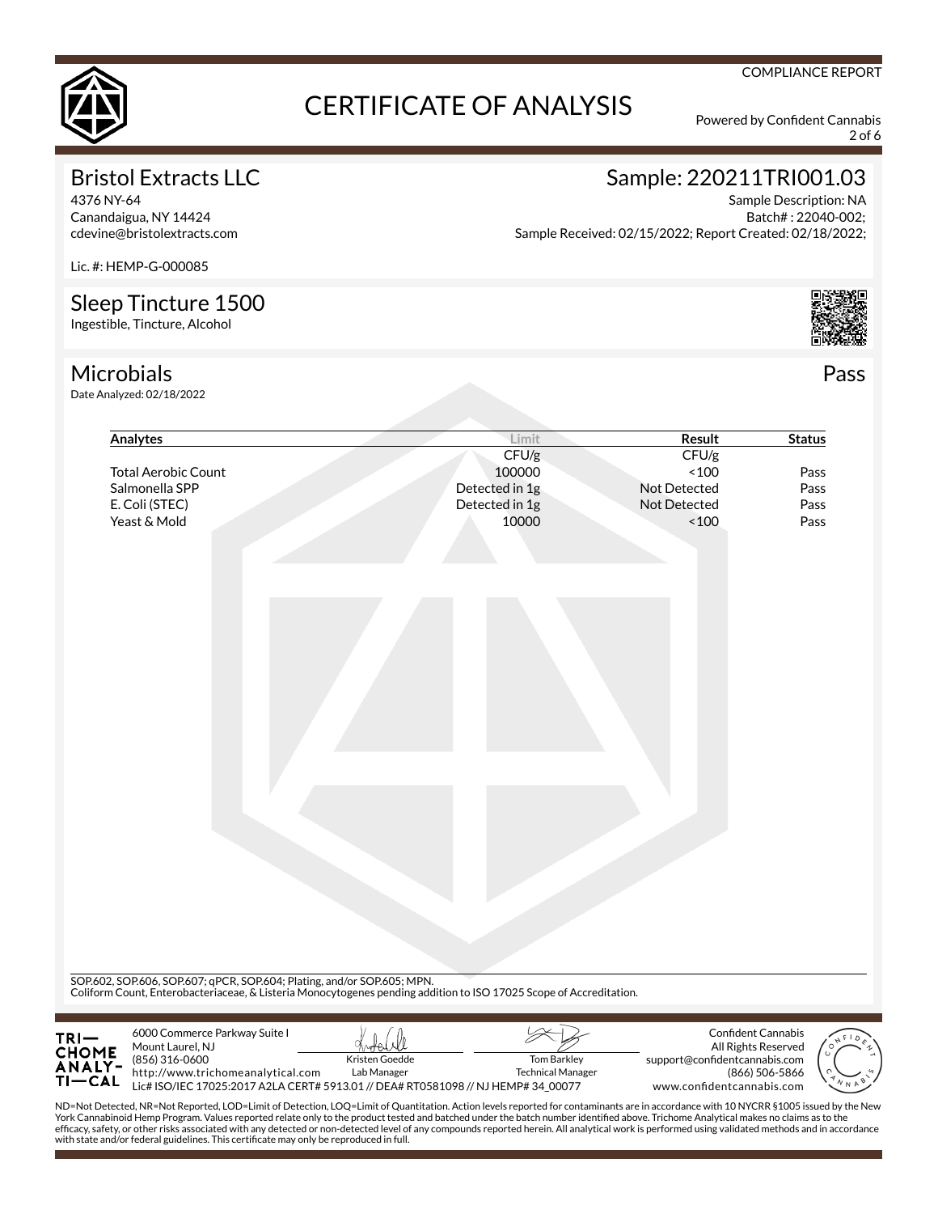COMPLIANCE REPORT

# CERTIFICATE OF ANALYSIS

Powered by Confident Cannabis

## Bristol Extracts LLC

4376 NY-64
Canandaigua, NY 14424
cdevine@bristolextracts.com

Lic. #: HEMP-G-000085

## Sample: 220211TRI001.03

Sample Description: NA
Batch# : 22040-002;
Sample Received: 02/15/2022; Report Created: 02/18/2022;

## Sleep Tincture 1500

Ingestible, Tincture, Alcohol

## Microbials

**Pass**

Date Analyzed: 02/18/2022

| Analytes | Limit | Result | Status |
|---|---|---|---|
| | CFU/g | CFU/g | |
| Total Aerobic Count | 100000 | <100 | Pass |
| Salmonella SPP | Detected in 1g | Not Detected | Pass |
| E. Coli (STEC) | Detected in 1g | Not Detected | Pass |
| Yeast & Mold | 10000 | <100 | Pass |

SOP.602, SOP.606, SOP.607; qPCR, SOP.604; Plating, and/or SOP.605; MPN.
Coliform Count, Enterobacteriaceae, & Listeria Monocytogenes pending addition to ISO 17025 Scope of Accreditation.

TRICHOME ANALYTICAL
6000 Commerce Parkway Suite I
Mount Laurel, NJ
(856) 316-0600
http://www.trichomeanalytical.com
Lic# ISO/IEC 17025:2017 A2LA CERT# 5913.01 // DEA# RT0581098 // NJ HEMP# 34_00077

Kristen Goedde
Lab Manager

Tom Barkley
Technical Manager

Confident Cannabis
All Rights Reserved
support@confidentcannabis.com
(866) 506-5866
www.confidentcannabis.com

ND=Not Detected, NR=Not Reported, LOD=Limit of Detection, LOQ=Limit of Quantitation. Action levels reported for contaminants are in accordance with 10 NYCRR §1005 issued by the New York Cannabinoid Hemp Program. Values reported relate only to the product tested and batched under the batch number identified above. Trichome Analytical makes no claims as to the efficacy, safety, or other risks associated with any detected or non-detected level of any compounds reported herein. All analytical work is performed using validated methods and in accordance with state and/or federal guidelines. This certificate may only be reproduced in full.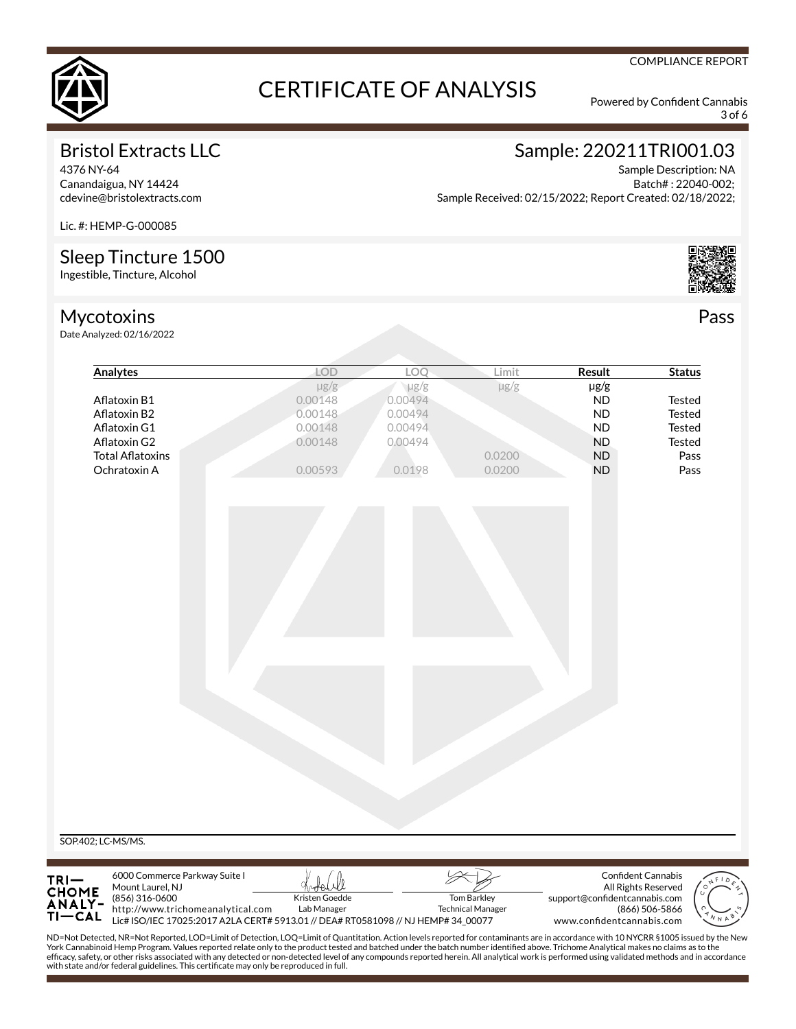COMPLIANCE REPORT

# CERTIFICATE OF ANALYSIS

Powered by Confident Cannabis

## Bristol Extracts LLC

4376 NY-64
Canandaigua, NY 14424
cdevine@bristolextracts.com

Lic. #: HEMP-G-000085

## Sample: 220211TRI001.03

Sample Description: NA
Batch# : 22040-002;
Sample Received: 02/15/2022; Report Created: 02/18/2022;

## Sleep Tincture 1500

Ingestible, Tincture, Alcohol

## Mycotoxins

**Pass**

Date Analyzed: 02/16/2022

| Analytes | LOD | LOQ | Limit | Result | Status |
|---|---|---|---|---|---|
| | μg/g | μg/g | μg/g | μg/g | |
| Aflatoxin B1 | 0.00148 | 0.00494 | | ND | Tested |
| Aflatoxin B2 | 0.00148 | 0.00494 | | ND | Tested |
| Aflatoxin G1 | 0.00148 | 0.00494 | | ND | Tested |
| Aflatoxin G2 | 0.00148 | 0.00494 | | ND | Tested |
| Total Aflatoxins | | | 0.0200 | ND | Pass |
| Ochratoxin A | 0.00593 | 0.0198 | 0.0200 | ND | Pass |

SOP.402; LC-MS/MS.

TRICHOME ANALYTICAL
6000 Commerce Parkway Suite I
Mount Laurel, NJ
(856) 316-0600
http://www.trichomeanalytical.com

Kristen Goedde, Lab Manager

Tom Barkley, Technical Manager

Lic# ISO/IEC 17025:2017 A2LA CERT# 5913.01 // DEA# RT0581098 // NJ HEMP# 34_00077

Confident Cannabis
All Rights Reserved
support@confidentcannabis.com
(866) 506-5866
www.confidentcannabis.com

ND=Not Detected, NR=Not Reported, LOD=Limit of Detection, LOQ=Limit of Quantitation. Action levels reported for contaminants are in accordance with 10 NYCRR §1005 issued by the New York Cannabinoid Hemp Program. Values reported relate only to the product tested and batched under the batch number identified above. Trichome Analytical makes no claims as to the efficacy, safety, or other risks associated with any detected or non-detected level of any compounds reported herein. All analytical work is performed using validated methods and in accordance with state and/or federal guidelines. This certificate may only be reproduced in full.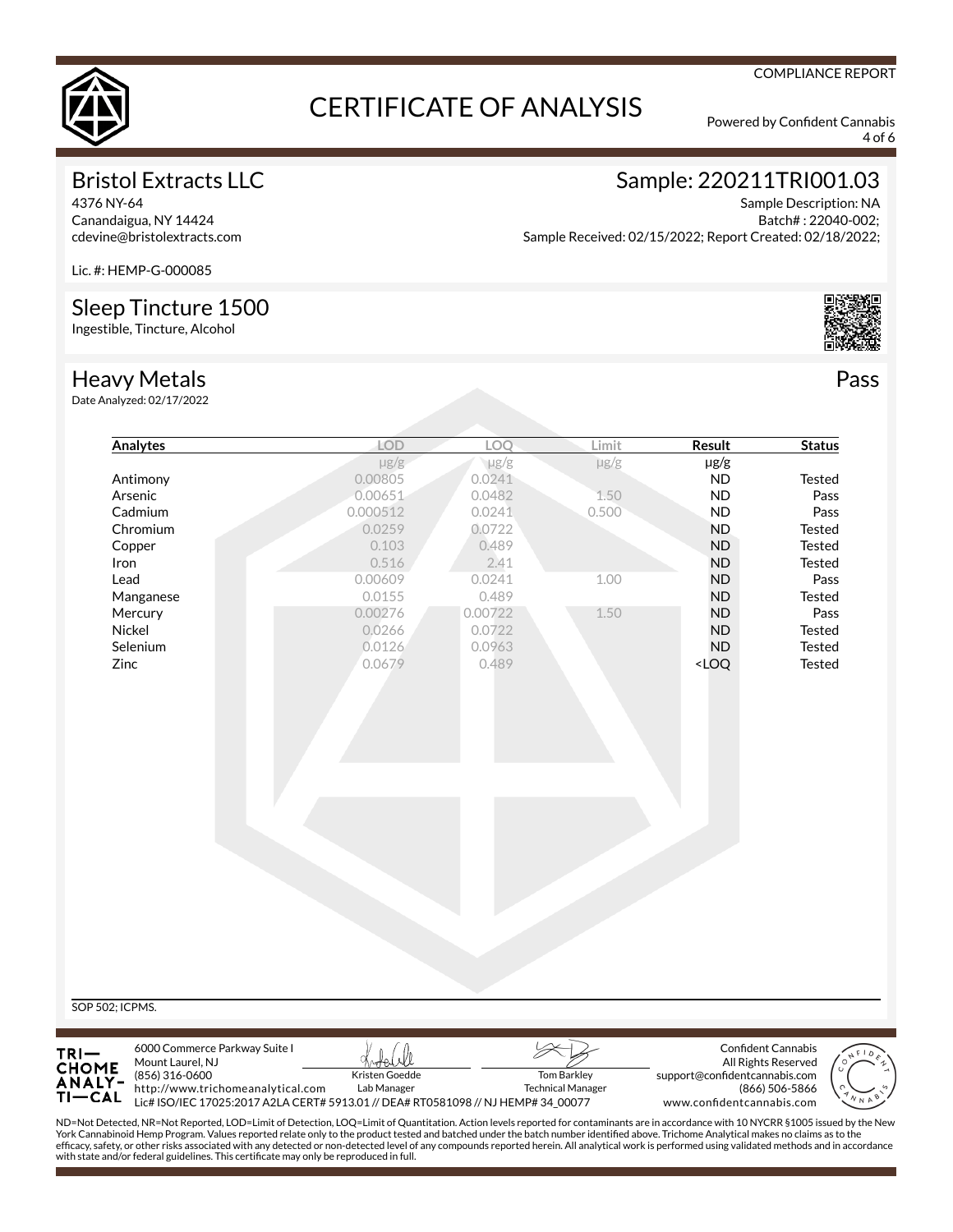COMPLIANCE REPORT

# CERTIFICATE OF ANALYSIS

Powered by Confident Cannabis

## Bristol Extracts LLC

4376 NY-64
Canandaigua, NY 14424
cdevine@bristolextracts.com

Lic. #: HEMP-G-000085

## Sample: 220211TRI001.03

Sample Description: NA
Batch# : 22040-002;
Sample Received: 02/15/2022; Report Created: 02/18/2022;

## Sleep Tincture 1500

Ingestible, Tincture, Alcohol

## Heavy Metals

**Pass**

Date Analyzed: 02/17/2022

| Analytes | LOD | LOQ | Limit | Result | Status |
|---|---|---|---|---|---|
| | μg/g | μg/g | μg/g | μg/g | |
| Antimony | 0.00805 | 0.0241 | | ND | Tested |
| Arsenic | 0.00651 | 0.0482 | 1.50 | ND | Pass |
| Cadmium | 0.000512 | 0.0241 | 0.500 | ND | Pass |
| Chromium | 0.0259 | 0.0722 | | ND | Tested |
| Copper | 0.103 | 0.489 | | ND | Tested |
| Iron | 0.516 | 2.41 | | ND | Tested |
| Lead | 0.00609 | 0.0241 | 1.00 | ND | Pass |
| Manganese | 0.0155 | 0.489 | | ND | Tested |
| Mercury | 0.00276 | 0.00722 | 1.50 | ND | Pass |
| Nickel | 0.0266 | 0.0722 | | ND | Tested |
| Selenium | 0.0126 | 0.0963 | | ND | Tested |
| Zinc | 0.0679 | 0.489 | | <LOQ | Tested |

SOP 502; ICPMS.

TRICHOME ANALYTICAL
6000 Commerce Parkway Suite I
Mount Laurel, NJ
(856) 316-0600
http://www.trichomeanalytical.com
Lic# ISO/IEC 17025:2017 A2LA CERT# 5913.01 // DEA# RT0581098 // NJ HEMP# 34_00077

Kristen Goedde
Lab Manager

Tom Barkley
Technical Manager

Confident Cannabis
All Rights Reserved
support@confidentcannabis.com
(866) 506-5866
www.confidentcannabis.com

ND=Not Detected, NR=Not Reported, LOD=Limit of Detection, LOQ=Limit of Quantitation. Action levels reported for contaminants are in accordance with 10 NYCRR §1005 issued by the New York Cannabinoid Hemp Program. Values reported relate only to the product tested and batched under the batch number identified above. Trichome Analytical makes no claims as to the efficacy, safety, or other risks associated with any detected or non-detected level of any compounds reported herein. All analytical work is performed using validated methods and in accordance with state and/or federal guidelines. This certificate may only be reproduced in full.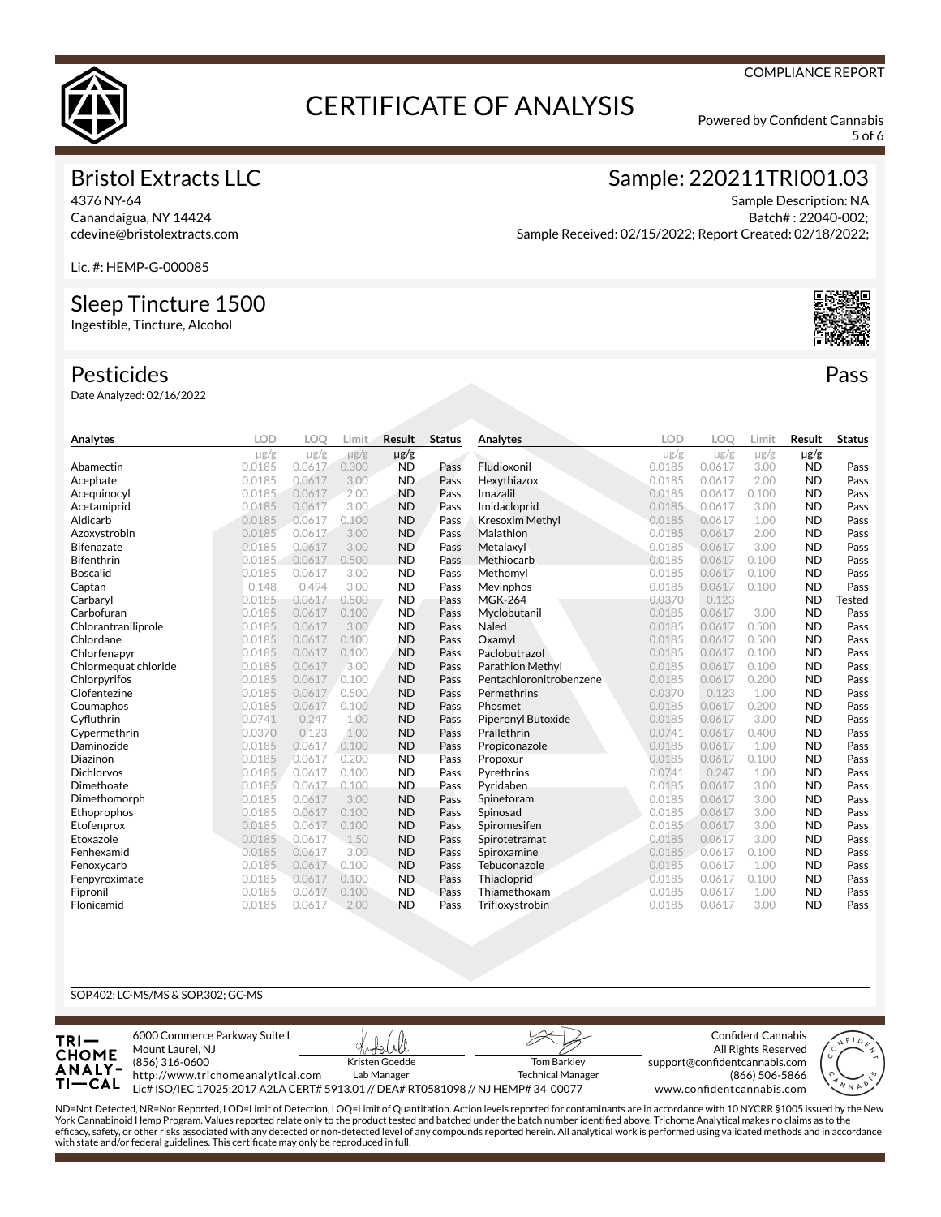COMPLIANCE REPORT

# CERTIFICATE OF ANALYSIS

Powered by Confident Cannabis

## Bristol Extracts LLC

4376 NY-64
Canandaigua, NY 14424
cdevine@bristolextracts.com

Lic. #: HEMP-G-000085

## Sample: 220211TRI001.03

Sample Description: NA
Batch# : 22040-002;
Sample Received: 02/15/2022; Report Created: 02/18/2022;

## Sleep Tincture 1500

Ingestible, Tincture, Alcohol

## Pesticides

**Pass**

Date Analyzed: 02/16/2022

| Analytes | LOD | LOQ | Limit | Result | Status |
|---|---|---|---|---|---|
| | μg/g | μg/g | μg/g | μg/g | |
| Abamectin | 0.0185 | 0.0617 | 0.300 | ND | Pass |
| Acephate | 0.0185 | 0.0617 | 3.00 | ND | Pass |
| Acequinocyl | 0.0185 | 0.0617 | 2.00 | ND | Pass |
| Acetamiprid | 0.0185 | 0.0617 | 3.00 | ND | Pass |
| Aldicarb | 0.0185 | 0.0617 | 0.100 | ND | Pass |
| Azoxystrobin | 0.0185 | 0.0617 | 3.00 | ND | Pass |
| Bifenazate | 0.0185 | 0.0617 | 3.00 | ND | Pass |
| Bifenthrin | 0.0185 | 0.0617 | 0.500 | ND | Pass |
| Boscalid | 0.0185 | 0.0617 | 3.00 | ND | Pass |
| Captan | 0.148 | 0.494 | 3.00 | ND | Pass |
| Carbaryl | 0.0185 | 0.0617 | 0.500 | ND | Pass |
| Carbofuran | 0.0185 | 0.0617 | 0.100 | ND | Pass |
| Chlorantraniliprole | 0.0185 | 0.0617 | 3.00 | ND | Pass |
| Chlordane | 0.0185 | 0.0617 | 0.100 | ND | Pass |
| Chlorfenapyr | 0.0185 | 0.0617 | 0.100 | ND | Pass |
| Chlormequat chloride | 0.0185 | 0.0617 | 3.00 | ND | Pass |
| Chlorpyrifos | 0.0185 | 0.0617 | 0.100 | ND | Pass |
| Clofentezine | 0.0185 | 0.0617 | 0.500 | ND | Pass |
| Coumaphos | 0.0185 | 0.0617 | 0.100 | ND | Pass |
| Cyfluthrin | 0.0741 | 0.247 | 1.00 | ND | Pass |
| Cypermethrin | 0.0370 | 0.123 | 1.00 | ND | Pass |
| Daminozide | 0.0185 | 0.0617 | 0.100 | ND | Pass |
| Diazinon | 0.0185 | 0.0617 | 0.200 | ND | Pass |
| Dichlorvos | 0.0185 | 0.0617 | 0.100 | ND | Pass |
| Dimethoate | 0.0185 | 0.0617 | 0.100 | ND | Pass |
| Dimethomorph | 0.0185 | 0.0617 | 3.00 | ND | Pass |
| Ethoprophos | 0.0185 | 0.0617 | 0.100 | ND | Pass |
| Etofenprox | 0.0185 | 0.0617 | 0.100 | ND | Pass |
| Etoxazole | 0.0185 | 0.0617 | 1.50 | ND | Pass |
| Fenhexamid | 0.0185 | 0.0617 | 3.00 | ND | Pass |
| Fenoxycarb | 0.0185 | 0.0617 | 0.100 | ND | Pass |
| Fenpyroximate | 0.0185 | 0.0617 | 0.100 | ND | Pass |
| Fipronil | 0.0185 | 0.0617 | 0.100 | ND | Pass |
| Flonicamid | 0.0185 | 0.0617 | 2.00 | ND | Pass |
| Fludioxonil | 0.0185 | 0.0617 | 3.00 | ND | Pass |
| Hexythiazox | 0.0185 | 0.0617 | 2.00 | ND | Pass |
| Imazalil | 0.0185 | 0.0617 | 0.100 | ND | Pass |
| Imidacloprid | 0.0185 | 0.0617 | 3.00 | ND | Pass |
| Kresoxim Methyl | 0.0185 | 0.0617 | 1.00 | ND | Pass |
| Malathion | 0.0185 | 0.0617 | 2.00 | ND | Pass |
| Metalaxyl | 0.0185 | 0.0617 | 3.00 | ND | Pass |
| Methiocarb | 0.0185 | 0.0617 | 0.100 | ND | Pass |
| Methomyl | 0.0185 | 0.0617 | 0.100 | ND | Pass |
| Mevinphos | 0.0185 | 0.0617 | 0.100 | ND | Pass |
| MGK-264 | 0.0370 | 0.123 | | ND | Tested |
| Myclobutanil | 0.0185 | 0.0617 | 3.00 | ND | Pass |
| Naled | 0.0185 | 0.0617 | 0.500 | ND | Pass |
| Oxamyl | 0.0185 | 0.0617 | 0.500 | ND | Pass |
| Paclobutrazol | 0.0185 | 0.0617 | 0.100 | ND | Pass |
| Parathion Methyl | 0.0185 | 0.0617 | 0.100 | ND | Pass |
| Pentachloronitrobenzene | 0.0185 | 0.0617 | 0.200 | ND | Pass |
| Permethrins | 0.0370 | 0.123 | 1.00 | ND | Pass |
| Phosmet | 0.0185 | 0.0617 | 0.200 | ND | Pass |
| Piperonyl Butoxide | 0.0185 | 0.0617 | 3.00 | ND | Pass |
| Prallethrin | 0.0741 | 0.247 | 0.400 | ND | Pass |
| Propiconazole | 0.0185 | 0.0617 | 1.00 | ND | Pass |
| Propoxur | 0.0185 | 0.0617 | 0.100 | ND | Pass |
| Pyrethrins | 0.0741 | 0.247 | 1.00 | ND | Pass |
| Pyridaben | 0.0185 | 0.0617 | 3.00 | ND | Pass |
| Spinetoram | 0.0185 | 0.0617 | 3.00 | ND | Pass |
| Spinosad | 0.0185 | 0.0617 | 3.00 | ND | Pass |
| Spiromesifen | 0.0185 | 0.0617 | 3.00 | ND | Pass |
| Spirotetramat | 0.0185 | 0.0617 | 3.00 | ND | Pass |
| Spiroxamine | 0.0185 | 0.0617 | 0.100 | ND | Pass |
| Tebuconazole | 0.0185 | 0.0617 | 1.00 | ND | Pass |
| Thiacloprid | 0.0185 | 0.0617 | 0.100 | ND | Pass |
| Thiamethoxam | 0.0185 | 0.0617 | 1.00 | ND | Pass |
| Trifloxystrobin | 0.0185 | 0.0617 | 3.00 | ND | Pass |

SOP.402; LC-MS/MS & SOP.302; GC-MS

TRICHOME ANALYTICAL
6000 Commerce Parkway Suite I
Mount Laurel, NJ
(856) 316-0600
http://www.trichomeanalytical.com
Lic# ISO/IEC 17025:2017 A2LA CERT# 5913.01 // DEA# RT0581098 // NJ HEMP# 34_00077

Kristen Goedde
Lab Manager

Tom Barkley
Technical Manager

Confident Cannabis
All Rights Reserved
support@confidentcannabis.com
(866) 506-5866
www.confidentcannabis.com

ND=Not Detected, NR=Not Reported, LOD=Limit of Detection, LOQ=Limit of Quantitation. Action levels reported for contaminants are in accordance with 10 NYCRR §1005 issued by the New York Cannabinoid Hemp Program. Values reported relate only to the product tested and batched under the batch number identified above. Trichome Analytical makes no claims as to the efficacy, safety, or other risks associated with any detected or non-detected level of any compounds reported herein. All analytical work is performed using validated methods and in accordance with state and/or federal guidelines. This certificate may only be reproduced in full.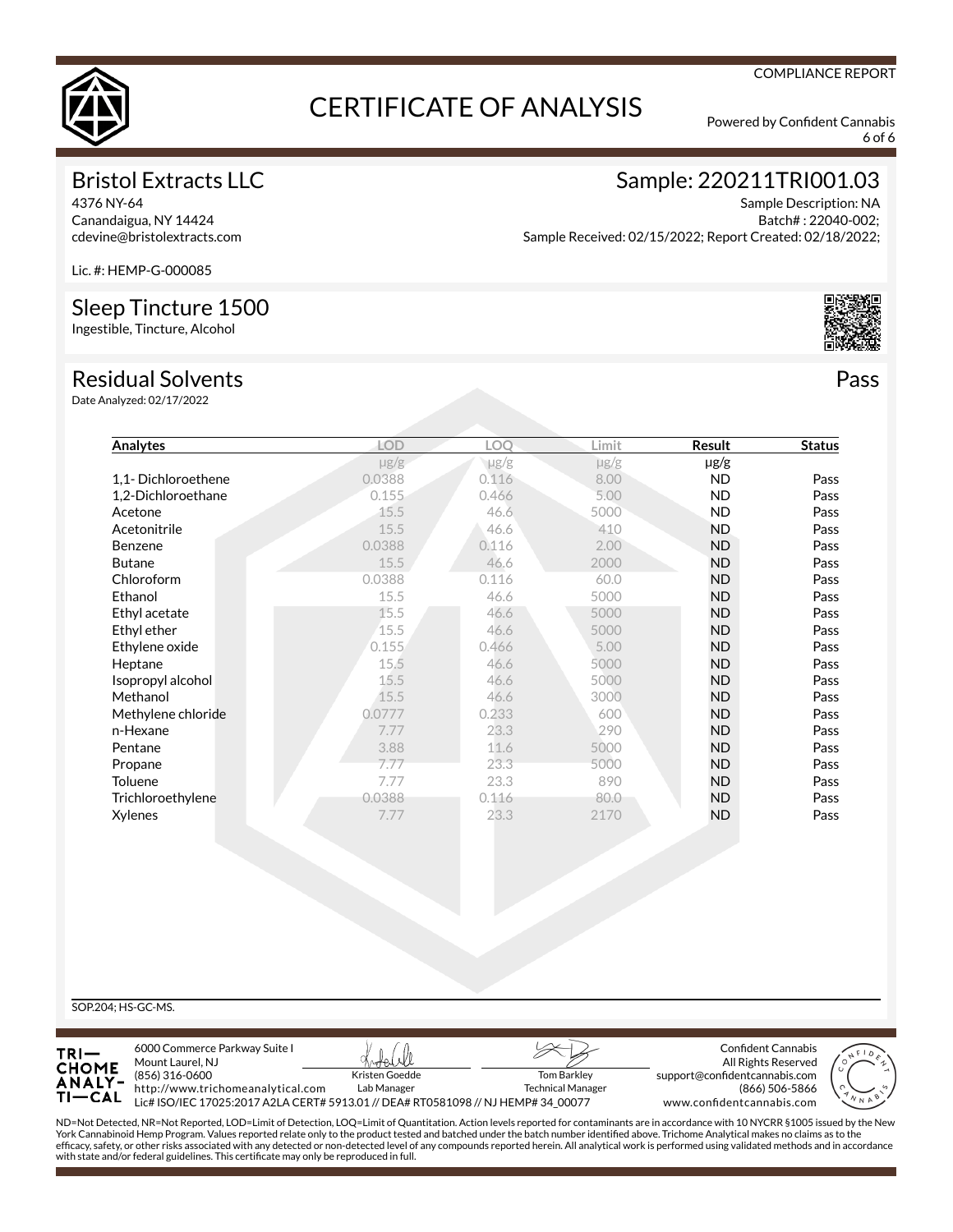COMPLIANCE REPORT

# CERTIFICATE OF ANALYSIS

Powered by Confident Cannabis

## Bristol Extracts LLC

4376 NY-64
Canandaigua, NY 14424
cdevine@bristolextracts.com

Lic. #: HEMP-G-000085

## Sample: 220211TRI001.03

Sample Description: NA
Batch# : 22040-002;
Sample Received: 02/15/2022; Report Created: 02/18/2022;

## Sleep Tincture 1500

Ingestible, Tincture, Alcohol

## Residual Solvents

**Pass**

Date Analyzed: 02/17/2022

| Analytes | LOD | LOQ | Limit | Result | Status |
|---|---|---|---|---|---|
| | μg/g | μg/g | μg/g | μg/g | |
| 1,1- Dichloroethene | 0.0388 | 0.116 | 8.00 | ND | Pass |
| 1,2-Dichloroethane | 0.155 | 0.466 | 5.00 | ND | Pass |
| Acetone | 15.5 | 46.6 | 5000 | ND | Pass |
| Acetonitrile | 15.5 | 46.6 | 410 | ND | Pass |
| Benzene | 0.0388 | 0.116 | 2.00 | ND | Pass |
| Butane | 15.5 | 46.6 | 2000 | ND | Pass |
| Chloroform | 0.0388 | 0.116 | 60.0 | ND | Pass |
| Ethanol | 15.5 | 46.6 | 5000 | ND | Pass |
| Ethyl acetate | 15.5 | 46.6 | 5000 | ND | Pass |
| Ethyl ether | 15.5 | 46.6 | 5000 | ND | Pass |
| Ethylene oxide | 0.155 | 0.466 | 5.00 | ND | Pass |
| Heptane | 15.5 | 46.6 | 5000 | ND | Pass |
| Isopropyl alcohol | 15.5 | 46.6 | 5000 | ND | Pass |
| Methanol | 15.5 | 46.6 | 3000 | ND | Pass |
| Methylene chloride | 0.0777 | 0.233 | 600 | ND | Pass |
| n-Hexane | 7.77 | 23.3 | 290 | ND | Pass |
| Pentane | 3.88 | 11.6 | 5000 | ND | Pass |
| Propane | 7.77 | 23.3 | 5000 | ND | Pass |
| Toluene | 7.77 | 23.3 | 890 | ND | Pass |
| Trichloroethylene | 0.0388 | 0.116 | 80.0 | ND | Pass |
| Xylenes | 7.77 | 23.3 | 2170 | ND | Pass |

SOP.204; HS-GC-MS.

TRICHOME ANALYTICAL
6000 Commerce Parkway Suite I
Mount Laurel, NJ
(856) 316-0600
http://www.trichomeanalytical.com
Lic# ISO/IEC 17025:2017 A2LA CERT# 5913.01 // DEA# RT0581098 // NJ HEMP# 34_00077

Kristen Goedde
Lab Manager

Tom Barkley
Technical Manager

Confident Cannabis
All Rights Reserved
support@confidentcannabis.com
(866) 506-5866
www.confidentcannabis.com

ND=Not Detected, NR=Not Reported, LOD=Limit of Detection, LOQ=Limit of Quantitation. Action levels reported for contaminants are in accordance with 10 NYCRR §1005 issued by the New York Cannabinoid Hemp Program. Values reported relate only to the product tested and batched under the batch number identified above. Trichome Analytical makes no claims as to the efficacy, safety, or other risks associated with any detected or non-detected level of any compounds reported herein. All analytical work is performed using validated methods and in accordance with state and/or federal guidelines. This certificate may only be reproduced in full.